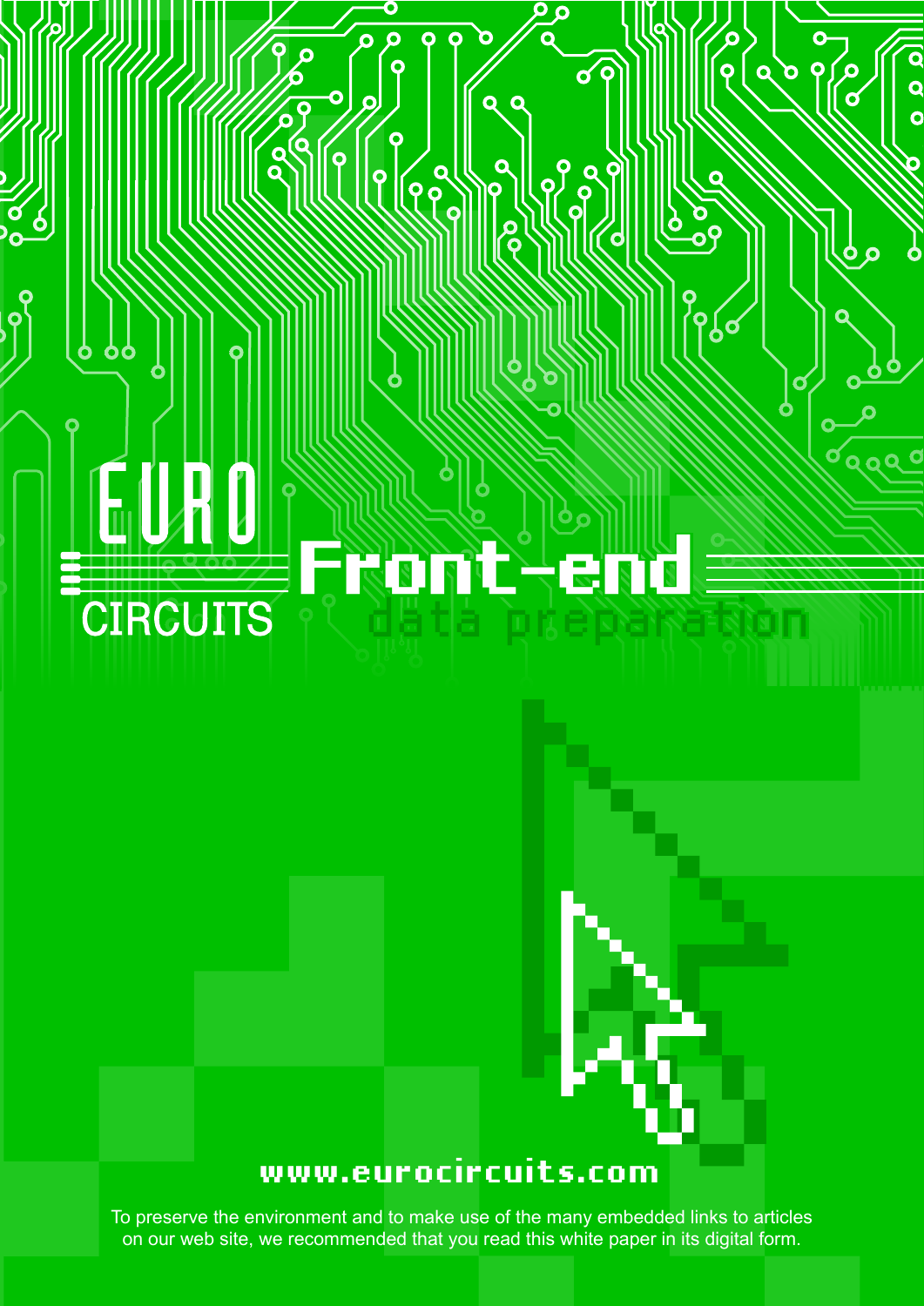EURO CIRCUITS

# Front-end

## data preparation

www.eurocircuits.com

To preserve the environment and to make use of the many embedded links to articles on our web site, we recommended that you read this white paper in its digital form.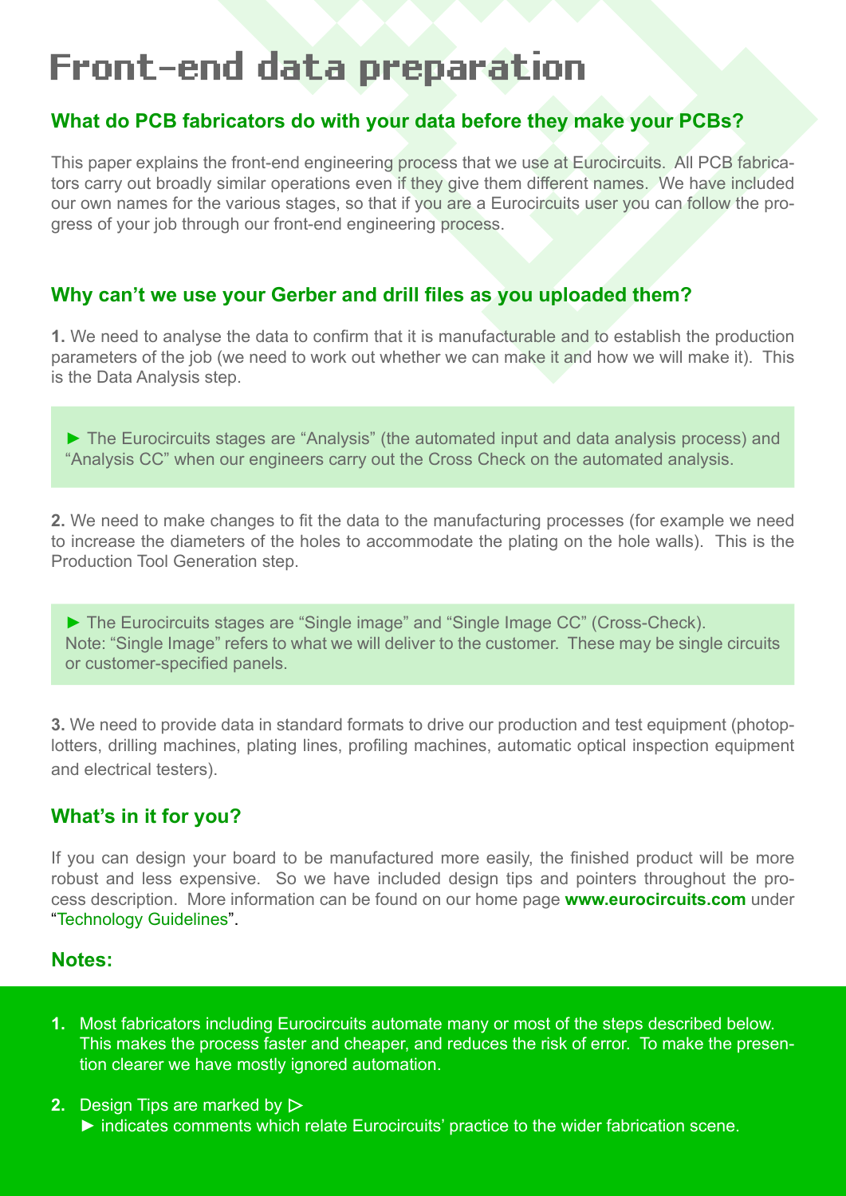# Front-end data preparation

## What do PCB fabricators do with your data before they make your PCBs?

This paper explains the front-end engineering process that we use at Eurocircuits. All PCB fabricators carry out broadly similar operations even if they give them different names. We have included our own names for the various stages, so that if you are a Eurocircuits user you can follow the progress of your job through our front-end engineering process.

## Why can't we use your Gerber and drill files as you uploaded them?

**1.** We need to analyse the data to confirm that it is manufacturable and to establish the production parameters of the job (we need to work out whether we can make it and how we will make it). This is the Data Analysis step.

> ► The Eurocircuits stages are "Analysis" (the automated input and data analysis process) and "Analysis CC" when our engineers carry out the Cross Check on the automated analysis.

**2.** We need to make changes to fit the data to the manufacturing processes (for example we need to increase the diameters of the holes to accommodate the plating on the hole walls). This is the Production Tool Generation step.

> ► The Eurocircuits stages are "Single image" and "Single Image CC" (Cross-Check).
> Note: "Single Image" refers to what we will deliver to the customer. These may be single circuits or customer-specified panels.

**3.** We need to provide data in standard formats to drive our production and test equipment (photoplotters, drilling machines, plating lines, profiling machines, automatic optical inspection equipment and electrical testers).

## What's in it for you?

If you can design your board to be manufactured more easily, the finished product will be more robust and less expensive. So we have included design tips and pointers throughout the process description. More information can be found on our home page **www.eurocircuits.com** under "Technology Guidelines".

## Notes:

1. Most fabricators including Eurocircuits automate many or most of the steps described below. This makes the process faster and cheaper, and reduces the risk of error. To make the presention clearer we have mostly ignored automation.
2. Design Tips are marked by ▷
   ► indicates comments which relate Eurocircuits' practice to the wider fabrication scene.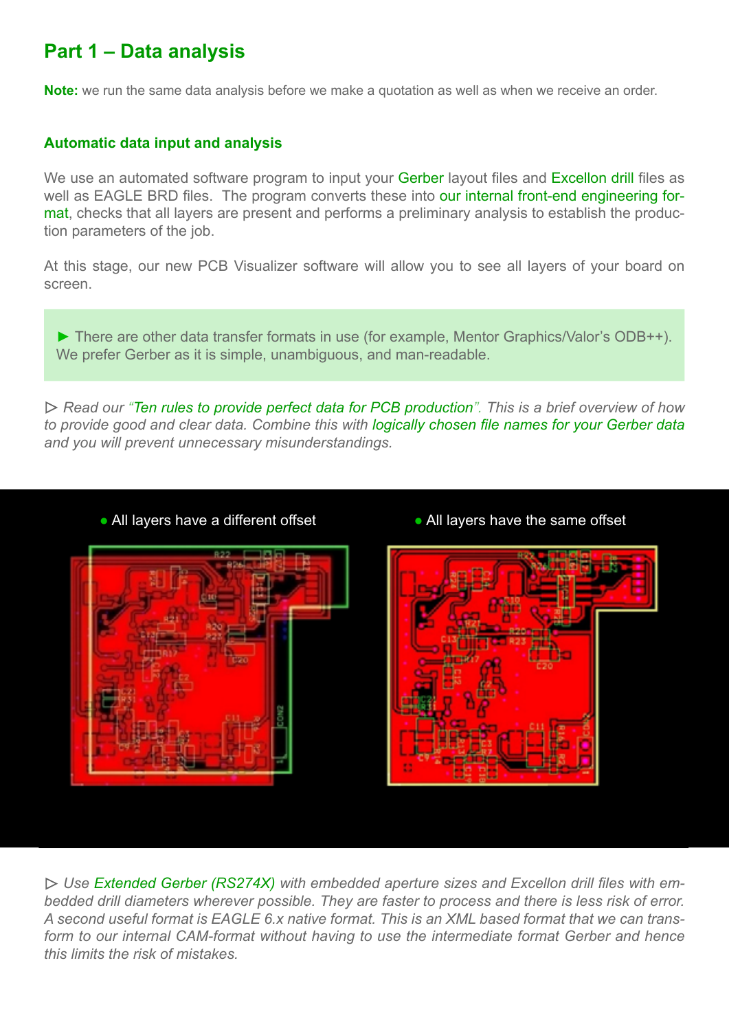## Part 1 – Data analysis

**Note:** we run the same data analysis before we make a quotation as well as when we receive an order.

### Automatic data input and analysis

We use an automated software program to input your Gerber layout files and Excellon drill files as well as EAGLE BRD files. The program converts these into our internal front-end engineering format, checks that all layers are present and performs a preliminary analysis to establish the production parameters of the job.

At this stage, our new PCB Visualizer software will allow you to see all layers of your board on screen.

► There are other data transfer formats in use (for example, Mentor Graphics/Valor's ODB++). We prefer Gerber as it is simple, unambiguous, and man-readable.

▷ *Read our "Ten rules to provide perfect data for PCB production". This is a brief overview of how to provide good and clear data. Combine this with logically chosen file names for your Gerber data and you will prevent unnecessary misunderstandings.*

● All layers have a different offset

● All layers have the same offset

▷ *Use Extended Gerber (RS274X) with embedded aperture sizes and Excellon drill files with embedded drill diameters wherever possible. They are faster to process and there is less risk of error. A second useful format is EAGLE 6.x native format. This is an XML based format that we can transform to our internal CAM-format without having to use the intermediate format Gerber and hence this limits the risk of mistakes.*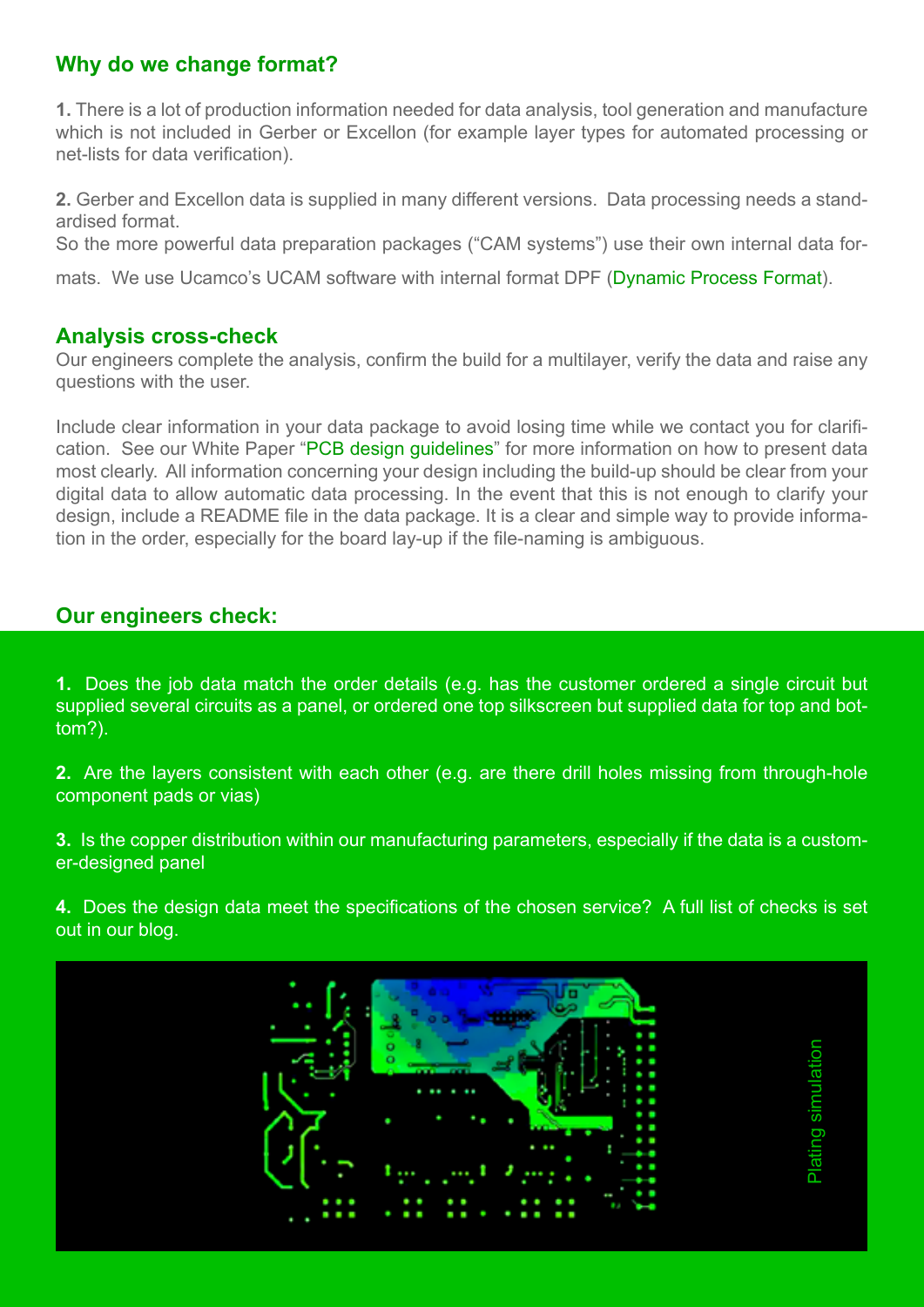## Why do we change format?

**1.** There is a lot of production information needed for data analysis, tool generation and manufacture which is not included in Gerber or Excellon (for example layer types for automated processing or net-lists for data verification).

**2.** Gerber and Excellon data is supplied in many different versions. Data processing needs a standardised format.
So the more powerful data preparation packages ("CAM systems") use their own internal data formats. We use Ucamco's UCAM software with internal format DPF (Dynamic Process Format).

## Analysis cross-check

Our engineers complete the analysis, confirm the build for a multilayer, verify the data and raise any questions with the user.

Include clear information in your data package to avoid losing time while we contact you for clarification. See our White Paper "PCB design guidelines" for more information on how to present data most clearly. All information concerning your design including the build-up should be clear from your digital data to allow automatic data processing. In the event that this is not enough to clarify your design, include a README file in the data package. It is a clear and simple way to provide information in the order, especially for the board lay-up if the file-naming is ambiguous.

## Our engineers check:

**1.** Does the job data match the order details (e.g. has the customer ordered a single circuit but supplied several circuits as a panel, or ordered one top silkscreen but supplied data for top and bottom?).

**2.** Are the layers consistent with each other (e.g. are there drill holes missing from through-hole component pads or vias)

**3.** Is the copper distribution within our manufacturing parameters, especially if the data is a customer-designed panel

**4.** Does the design data meet the specifications of the chosen service? A full list of checks is set out in our blog.

Plating simulation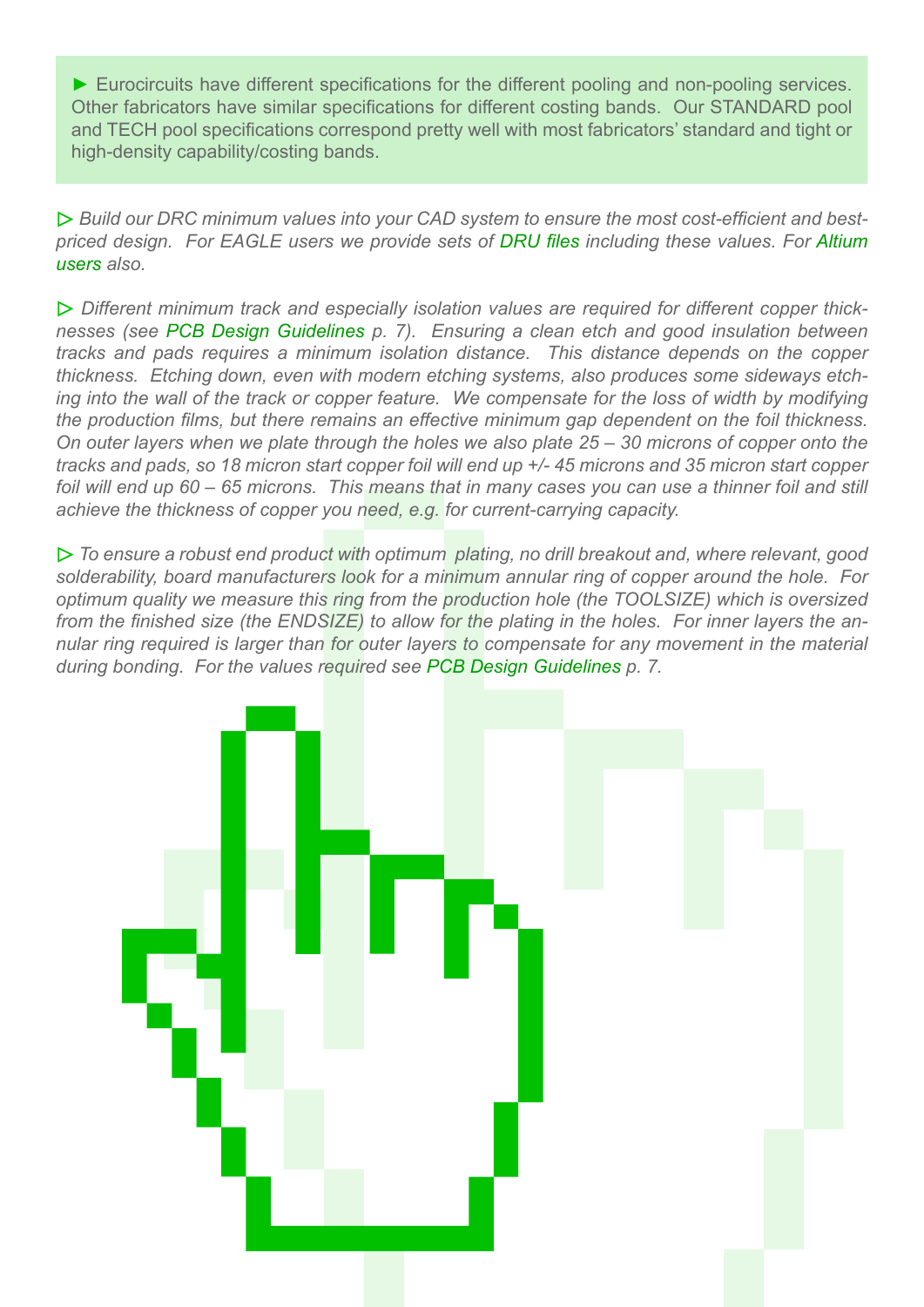► Eurocircuits have different specifications for the different pooling and non-pooling services. Other fabricators have similar specifications for different costing bands. Our STANDARD pool and TECH pool specifications correspond pretty well with most fabricators' standard and tight or high-density capability/costing bands.

▷ *Build our DRC minimum values into your CAD system to ensure the most cost-efficient and best-priced design. For EAGLE users we provide sets of DRU files including these values. For Altium users also.*

▷ *Different minimum track and especially isolation values are required for different copper thicknesses (see PCB Design Guidelines p. 7). Ensuring a clean etch and good insulation between tracks and pads requires a minimum isolation distance. This distance depends on the copper thickness. Etching down, even with modern etching systems, also produces some sideways etching into the wall of the track or copper feature. We compensate for the loss of width by modifying the production films, but there remains an effective minimum gap dependent on the foil thickness. On outer layers when we plate through the holes we also plate 25 – 30 microns of copper onto the tracks and pads, so 18 micron start copper foil will end up +/- 45 microns and 35 micron start copper foil will end up 60 – 65 microns. This means that in many cases you can use a thinner foil and still achieve the thickness of copper you need, e.g. for current-carrying capacity.*

▷ *To ensure a robust end product with optimum plating, no drill breakout and, where relevant, good solderability, board manufacturers look for a minimum annular ring of copper around the hole. For optimum quality we measure this ring from the production hole (the TOOLSIZE) which is oversized from the finished size (the ENDSIZE) to allow for the plating in the holes. For inner layers the annular ring required is larger than for outer layers to compensate for any movement in the material during bonding. For the values required see PCB Design Guidelines p. 7.*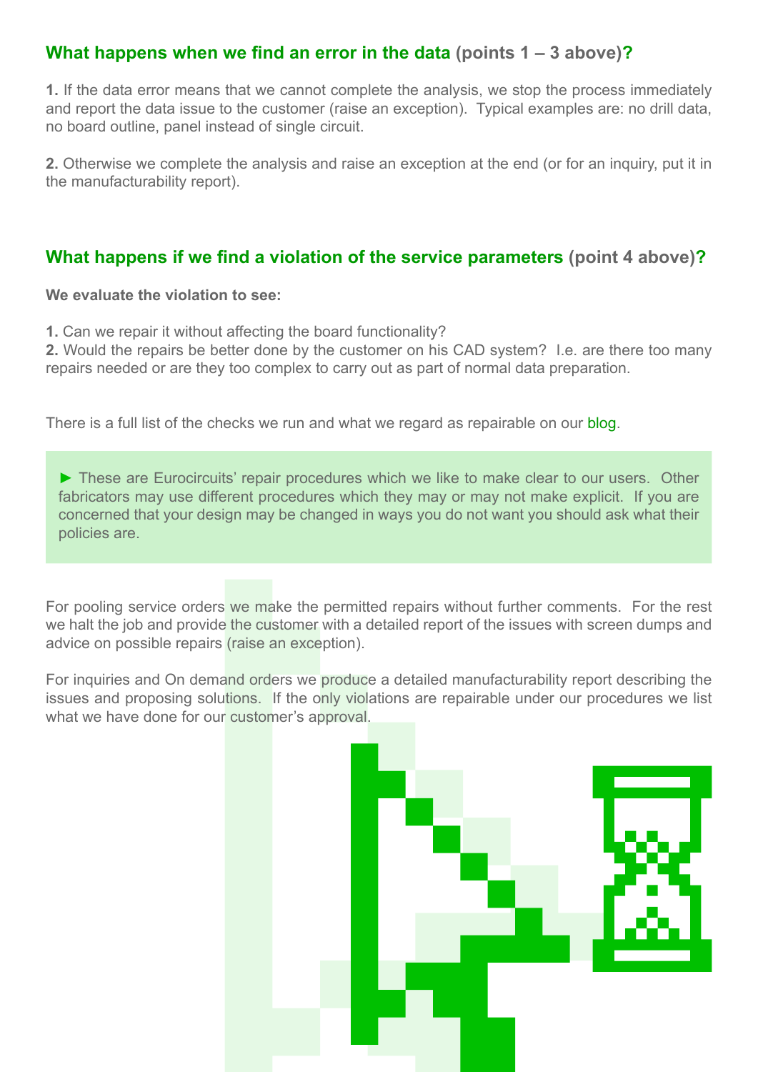## What happens when we find an error in the data (points 1 – 3 above)?

**1.** If the data error means that we cannot complete the analysis, we stop the process immediately and report the data issue to the customer (raise an exception). Typical examples are: no drill data, no board outline, panel instead of single circuit.

**2.** Otherwise we complete the analysis and raise an exception at the end (or for an inquiry, put it in the manufacturability report).

## What happens if we find a violation of the service parameters (point 4 above)?

**We evaluate the violation to see:**

**1.** Can we repair it without affecting the board functionality?
**2.** Would the repairs be better done by the customer on his CAD system? I.e. are there too many repairs needed or are they too complex to carry out as part of normal data preparation.

There is a full list of the checks we run and what we regard as repairable on our blog.

► These are Eurocircuits' repair procedures which we like to make clear to our users. Other fabricators may use different procedures which they may or may not make explicit. If you are concerned that your design may be changed in ways you do not want you should ask what their policies are.

For pooling service orders we make the permitted repairs without further comments. For the rest we halt the job and provide the customer with a detailed report of the issues with screen dumps and advice on possible repairs (raise an exception).

For inquiries and On demand orders we produce a detailed manufacturability report describing the issues and proposing solutions. If the only violations are repairable under our procedures we list what we have done for our customer's approval.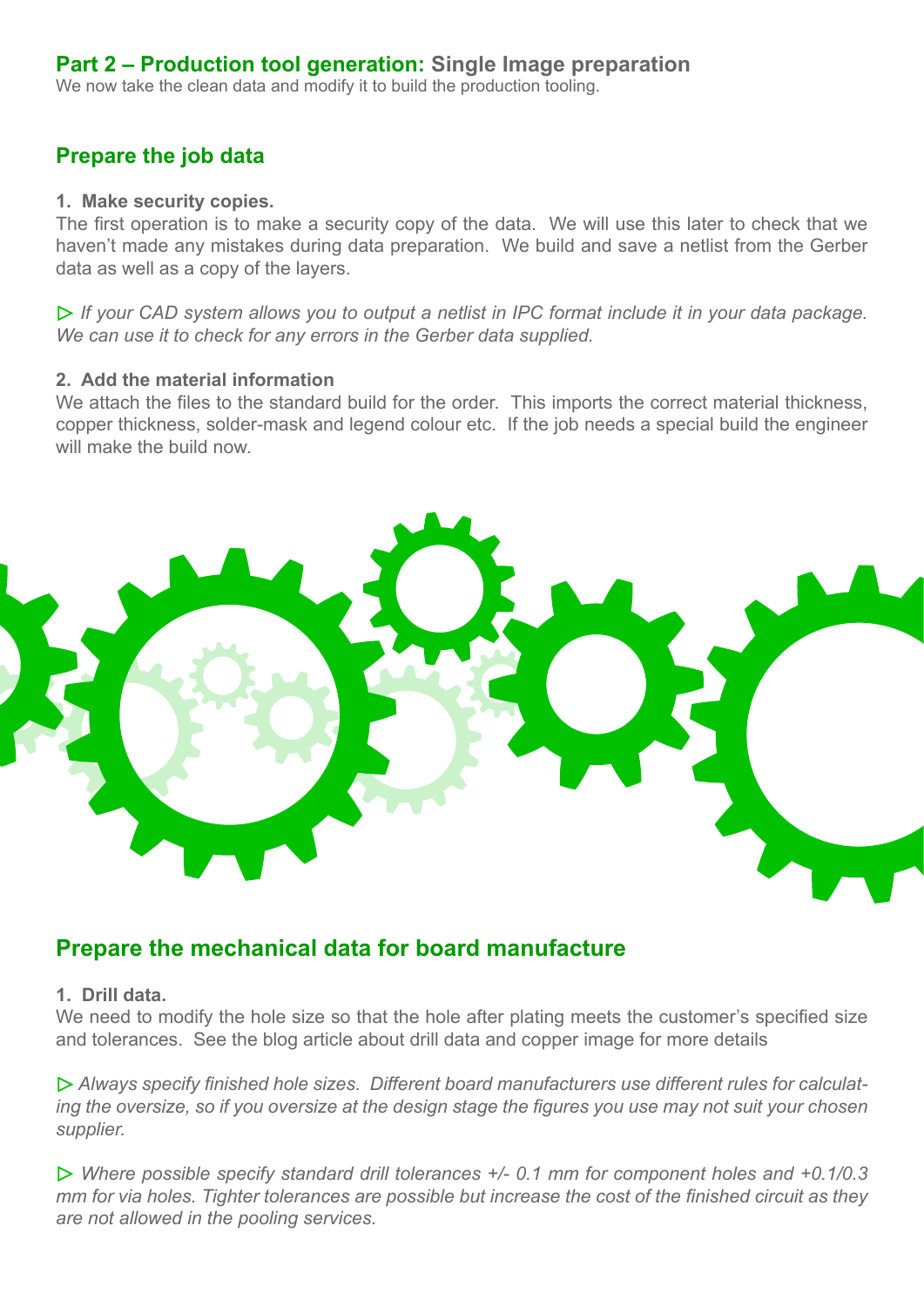## Part 2 – Production tool generation: Single Image preparation

We now take the clean data and modify it to build the production tooling.

### Prepare the job data

**1. Make security copies.**

The first operation is to make a security copy of the data. We will use this later to check that we haven't made any mistakes during data preparation. We build and save a netlist from the Gerber data as well as a copy of the layers.

▷ *If your CAD system allows you to output a netlist in IPC format include it in your data package. We can use it to check for any errors in the Gerber data supplied.*

**2. Add the material information**

We attach the files to the standard build for the order. This imports the correct material thickness, copper thickness, solder-mask and legend colour etc. If the job needs a special build the engineer will make the build now.

### Prepare the mechanical data for board manufacture

**1. Drill data.**

We need to modify the hole size so that the hole after plating meets the customer's specified size and tolerances. See the blog article about drill data and copper image for more details

▷ *Always specify finished hole sizes. Different board manufacturers use different rules for calculating the oversize, so if you oversize at the design stage the figures you use may not suit your chosen supplier.*

▷ *Where possible specify standard drill tolerances +/- 0.1 mm for component holes and +0.1/0.3 mm for via holes. Tighter tolerances are possible but increase the cost of the finished circuit as they are not allowed in the pooling services.*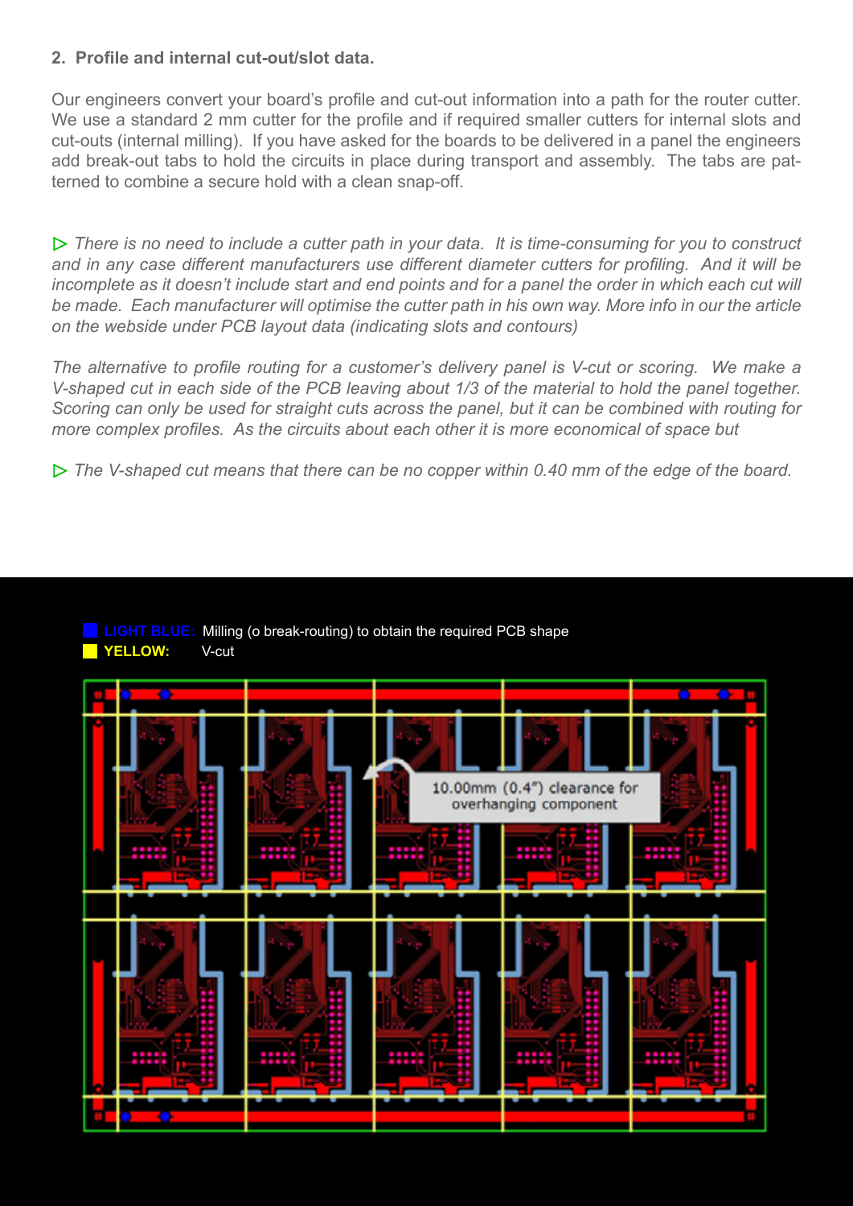**2. Profile and internal cut-out/slot data.**

Our engineers convert your board's profile and cut-out information into a path for the router cutter. We use a standard 2 mm cutter for the profile and if required smaller cutters for internal slots and cut-outs (internal milling). If you have asked for the boards to be delivered in a panel the engineers add break-out tabs to hold the circuits in place during transport and assembly. The tabs are patterned to combine a secure hold with a clean snap-off.

▷ *There is no need to include a cutter path in your data. It is time-consuming for you to construct and in any case different manufacturers use different diameter cutters for profiling. And it will be incomplete as it doesn't include start and end points and for a panel the order in which each cut will be made. Each manufacturer will optimise the cutter path in his own way. More info in our the article on the webside under PCB layout data (indicating slots and contours)*

*The alternative to profile routing for a customer's delivery panel is V-cut or scoring. We make a V-shaped cut in each side of the PCB leaving about 1/3 of the material to hold the panel together. Scoring can only be used for straight cuts across the panel, but it can be combined with routing for more complex profiles. As the circuits abut each other it is more economical of space but*

▷ *The V-shaped cut means that there can be no copper within 0.40 mm of the edge of the board.*

**LIGHT BLUE:** Milling (o break-routing) to obtain the required PCB shape
**YELLOW:** V-cut

10.00mm (0.4") clearance for overhanging component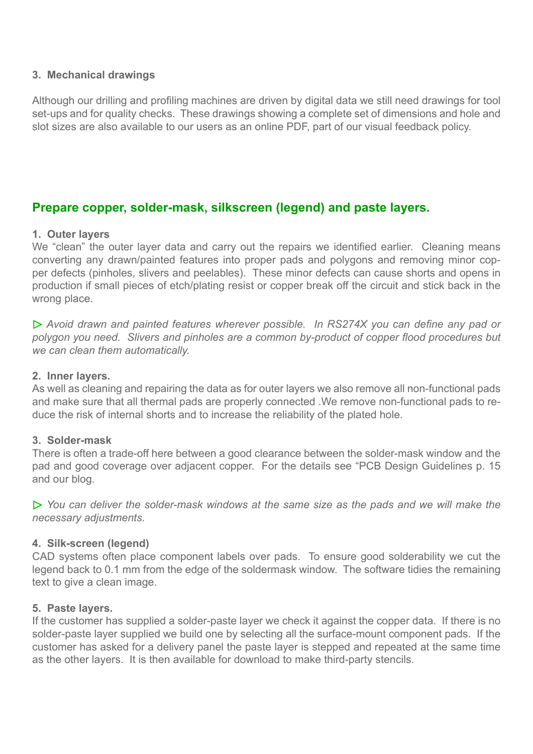**3. Mechanical drawings**

Although our drilling and profiling machines are driven by digital data we still need drawings for tool set-ups and for quality checks. These drawings showing a complete set of dimensions and hole and slot sizes are also available to our users as an online PDF, part of our visual feedback policy.

## Prepare copper, solder-mask, silkscreen (legend) and paste layers.

**1. Outer layers**

We "clean" the outer layer data and carry out the repairs we identified earlier. Cleaning means converting any drawn/painted features into proper pads and polygons and removing minor copper defects (pinholes, slivers and peelables). These minor defects can cause shorts and opens in production if small pieces of etch/plating resist or copper break off the circuit and stick back in the wrong place.

▷ *Avoid drawn and painted features wherever possible. In RS274X you can define any pad or polygon you need. Slivers and pinholes are a common by-product of copper flood procedures but we can clean them automatically.*

**2. Inner layers.**

As well as cleaning and repairing the data as for outer layers we also remove all non-functional pads and make sure that all thermal pads are properly connected .We remove non-functional pads to reduce the risk of internal shorts and to increase the reliability of the plated hole.

**3. Solder-mask**

There is often a trade-off here between a good clearance between the solder-mask window and the pad and good coverage over adjacent copper. For the details see "PCB Design Guidelines p. 15 and our blog.

▷ *You can deliver the solder-mask windows at the same size as the pads and we will make the necessary adjustments.*

**4. Silk-screen (legend)**

CAD systems often place component labels over pads. To ensure good solderability we cut the legend back to 0.1 mm from the edge of the soldermask window. The software tidies the remaining text to give a clean image.

**5. Paste layers.**

If the customer has supplied a solder-paste layer we check it against the copper data. If there is no solder-paste layer supplied we build one by selecting all the surface-mount component pads. If the customer has asked for a delivery panel the paste layer is stepped and repeated at the same time as the other layers. It is then available for download to make third-party stencils.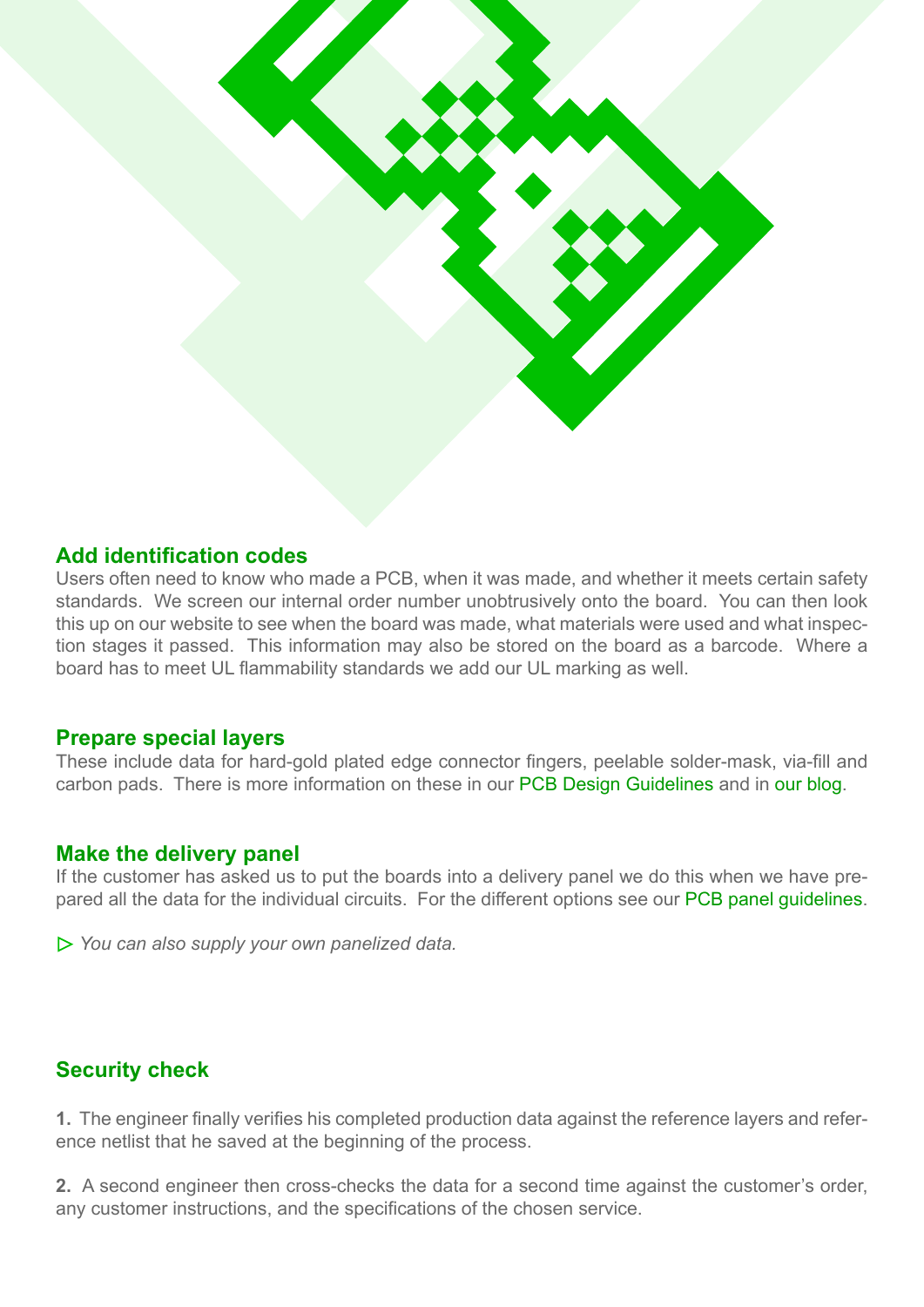## Add identification codes

Users often need to know who made a PCB, when it was made, and whether it meets certain safety standards. We screen our internal order number unobtrusively onto the board. You can then look this up on our website to see when the board was made, what materials were used and what inspection stages it passed. This information may also be stored on the board as a barcode. Where a board has to meet UL flammability standards we add our UL marking as well.

## Prepare special layers

These include data for hard-gold plated edge connector fingers, peelable solder-mask, via-fill and carbon pads. There is more information on these in our PCB Design Guidelines and in our blog.

## Make the delivery panel

If the customer has asked us to put the boards into a delivery panel we do this when we have prepared all the data for the individual circuits. For the different options see our PCB panel guidelines.

▷ *You can also supply your own panelized data.*

## Security check

**1.** The engineer finally verifies his completed production data against the reference layers and reference netlist that he saved at the beginning of the process.

**2.** A second engineer then cross-checks the data for a second time against the customer's order, any customer instructions, and the specifications of the chosen service.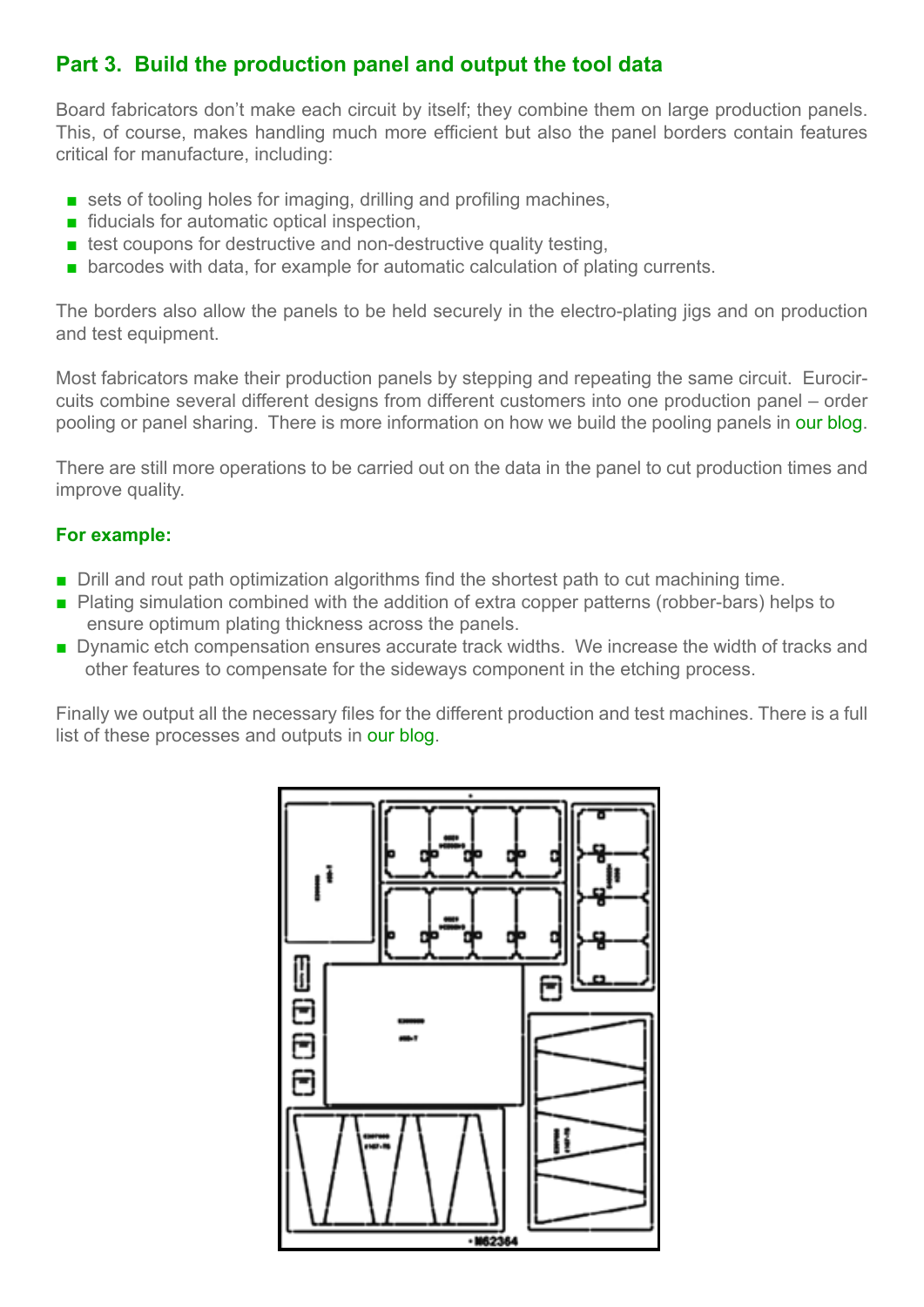## Part 3. Build the production panel and output the tool data

Board fabricators don't make each circuit by itself; they combine them on large production panels. This, of course, makes handling much more efficient but also the panel borders contain features critical for manufacture, including:

- sets of tooling holes for imaging, drilling and profiling machines,
- fiducials for automatic optical inspection,
- test coupons for destructive and non-destructive quality testing,
- barcodes with data, for example for automatic calculation of plating currents.

The borders also allow the panels to be held securely in the electro-plating jigs and on production and test equipment.

Most fabricators make their production panels by stepping and repeating the same circuit. Eurocircuits combine several different designs from different customers into one production panel – order pooling or panel sharing. There is more information on how we build the pooling panels in our blog.

There are still more operations to be carried out on the data in the panel to cut production times and improve quality.

### For example:

- Drill and rout path optimization algorithms find the shortest path to cut machining time.
- Plating simulation combined with the addition of extra copper patterns (robber-bars) helps to ensure optimum plating thickness across the panels.
- Dynamic etch compensation ensures accurate track widths. We increase the width of tracks and other features to compensate for the sideways component in the etching process.

Finally we output all the necessary files for the different production and test machines. There is a full list of these processes and outputs in our blog.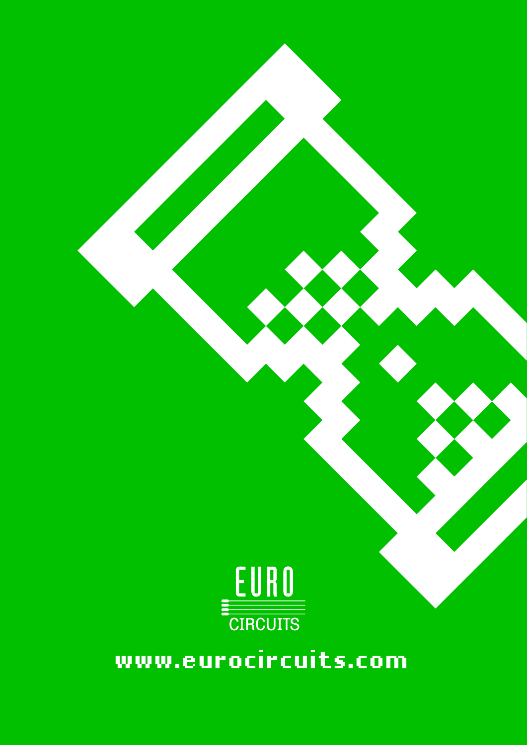EURO

CIRCUITS

www.eurocircuits.com